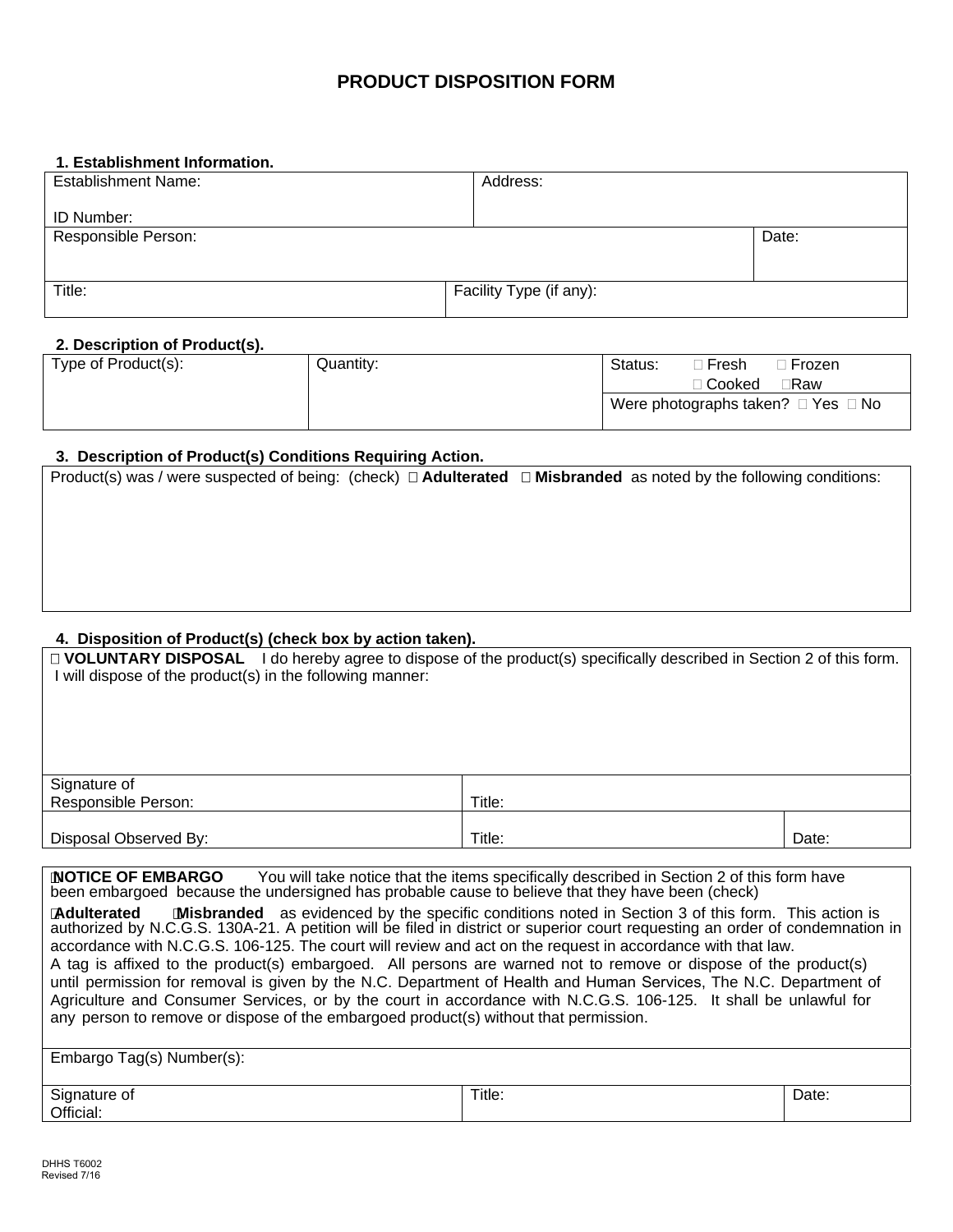# PRODUCT DISPOSITION FORM

**1. Establishment Information.**

| Establishment Name:<br><br>ID Number: | | Address: |
|---|---|---|
| Responsible Person: | | Date: |
| Title: | Facility Type (if any): | |

**2. Description of Product(s).**

| Type of Product(s): | Quantity: | Status: ☐ Fresh ☐ Frozen ☐ Cooked ☐ Raw |
|---|---|---|
| | | Were photographs taken? ☐ Yes ☐ No |

**3. Description of Product(s) Conditions Requiring Action.**

Product(s) was / were suspected of being: (check) ☐ **Adulterated** ☐ **Misbranded** as noted by the following conditions:

**4. Disposition of Product(s) (check box by action taken).**

☐ **VOLUNTARY DISPOSAL** I do hereby agree to dispose of the product(s) specifically described in Section 2 of this form. I will dispose of the product(s) in the following manner:

| Signature of Responsible Person: | Title: | |
|---|---|---|
| Disposal Observed By: | Title: | Date: |

☐ **NOTICE OF EMBARGO** You will take notice that the items specifically described in Section 2 of this form have been embargoed because the undersigned has probable cause to believe that they have been (check)

☐ **Adulterated** ☐ **Misbranded** as evidenced by the specific conditions noted in Section 3 of this form. This action is authorized by N.C.G.S. 130A-21. A petition will be filed in district or superior court requesting an order of condemnation in accordance with N.C.G.S. 106-125. The court will review and act on the request in accordance with that law.

A tag is affixed to the product(s) embargoed. All persons are warned not to remove or dispose of the product(s) until permission for removal is given by the N.C. Department of Health and Human Services, The N.C. Department of Agriculture and Consumer Services, or by the court in accordance with N.C.G.S. 106-125. It shall be unlawful for any person to remove or dispose of the embargoed product(s) without that permission.

Embargo Tag(s) Number(s):

| Signature of Official: | Title: | Date: |
|---|---|---|

DHHS T6002
Revised 7/16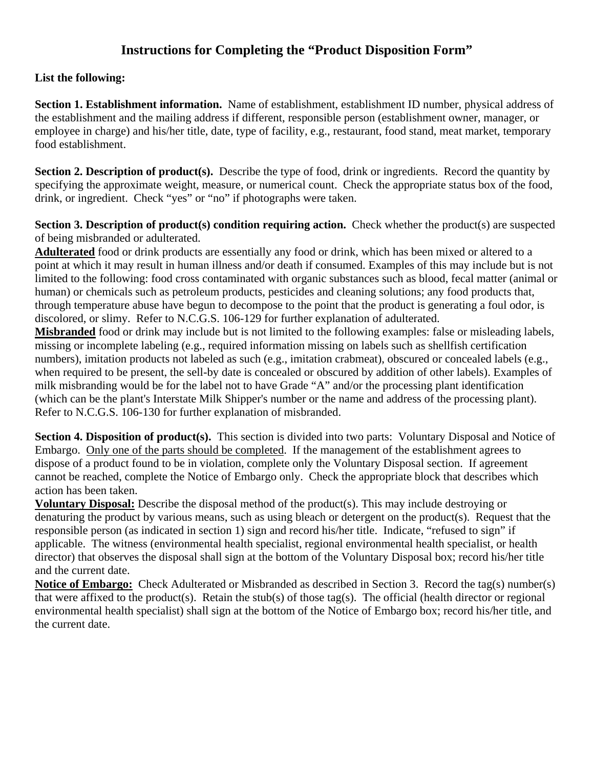# Instructions for Completing the "Product Disposition Form"

**List the following:**

**Section 1. Establishment information.** Name of establishment, establishment ID number, physical address of the establishment and the mailing address if different, responsible person (establishment owner, manager, or employee in charge) and his/her title, date, type of facility, e.g., restaurant, food stand, meat market, temporary food establishment.

**Section 2. Description of product(s).** Describe the type of food, drink or ingredients. Record the quantity by specifying the approximate weight, measure, or numerical count. Check the appropriate status box of the food, drink, or ingredient. Check "yes" or "no" if photographs were taken.

**Section 3. Description of product(s) condition requiring action.** Check whether the product(s) are suspected of being misbranded or adulterated.

**Adulterated** food or drink products are essentially any food or drink, which has been mixed or altered to a point at which it may result in human illness and/or death if consumed. Examples of this may include but is not limited to the following: food cross contaminated with organic substances such as blood, fecal matter (animal or human) or chemicals such as petroleum products, pesticides and cleaning solutions; any food products that, through temperature abuse have begun to decompose to the point that the product is generating a foul odor, is discolored, or slimy. Refer to N.C.G.S. 106-129 for further explanation of adulterated.

**Misbranded** food or drink may include but is not limited to the following examples: false or misleading labels, missing or incomplete labeling (e.g., required information missing on labels such as shellfish certification numbers), imitation products not labeled as such (e.g., imitation crabmeat), obscured or concealed labels (e.g., when required to be present, the sell-by date is concealed or obscured by addition of other labels). Examples of milk misbranding would be for the label not to have Grade "A" and/or the processing plant identification (which can be the plant's Interstate Milk Shipper's number or the name and address of the processing plant). Refer to N.C.G.S. 106-130 for further explanation of misbranded.

**Section 4. Disposition of product(s).** This section is divided into two parts: Voluntary Disposal and Notice of Embargo. Only one of the parts should be completed. If the management of the establishment agrees to dispose of a product found to be in violation, complete only the Voluntary Disposal section. If agreement cannot be reached, complete the Notice of Embargo only. Check the appropriate block that describes which action has been taken.

**Voluntary Disposal:** Describe the disposal method of the product(s). This may include destroying or denaturing the product by various means, such as using bleach or detergent on the product(s). Request that the responsible person (as indicated in section 1) sign and record his/her title. Indicate, "refused to sign" if applicable. The witness (environmental health specialist, regional environmental health specialist, or health director) that observes the disposal shall sign at the bottom of the Voluntary Disposal box; record his/her title and the current date.

**Notice of Embargo:** Check Adulterated or Misbranded as described in Section 3. Record the tag(s) number(s) that were affixed to the product(s). Retain the stub(s) of those tag(s). The official (health director or regional environmental health specialist) shall sign at the bottom of the Notice of Embargo box; record his/her title, and the current date.